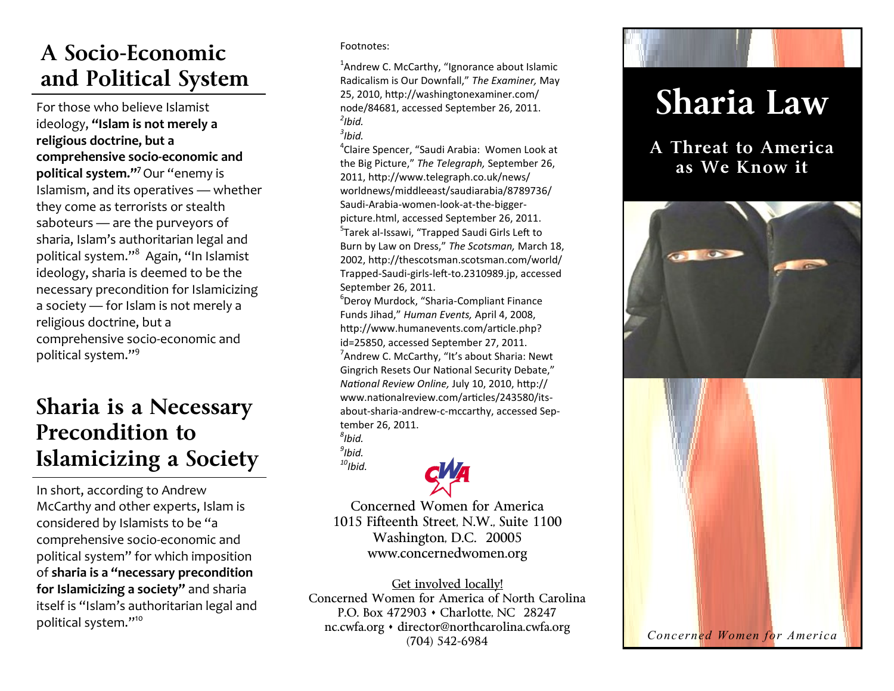## A Socio-Economic and Political System

For those who believe Islamist ideology, **"Islam is not merely a religious doctrine, but a comprehensive socio-economic and political system."**[7] Our "enemy is Islamism, and its operatives — whether they come as terrorists or stealth saboteurs — are the purveyors of sharia, Islam's authoritarian legal and political system."[8] Again, "In Islamist ideology, sharia is deemed to be the necessary precondition for Islamicizing a society — for Islam is not merely a religious doctrine, but a comprehensive socio-economic and political system."[9]

## Sharia is a Necessary Precondition to Islamicizing a Society

In short, according to Andrew McCarthy and other experts, Islam is considered by Islamists to be "a comprehensive socio-economic and political system" for which imposition of **sharia is a "necessary precondition for Islamicizing a society"** and sharia itself is "Islam's authoritarian legal and political system."[10]

Footnotes:

[1]Andrew C. McCarthy, "Ignorance about Islamic Radicalism is Our Downfall," *The Examiner,* May 25, 2010, http://washingtonexaminer.com/node/84681, accessed September 26, 2011.
[2]*Ibid.*
[3]*Ibid.*
[4]Claire Spencer, "Saudi Arabia: Women Look at the Big Picture," *The Telegraph,* September 26, 2011, http://www.telegraph.co.uk/news/worldnews/middleeast/saudiarabia/8789736/Saudi-Arabia-women-look-at-the-bigger-picture.html, accessed September 26, 2011.
[5]Tarek al-Issawi, "Trapped Saudi Girls Left to Burn by Law on Dress," *The Scotsman,* March 18, 2002, http://thescotsman.scotsman.com/world/Trapped-Saudi-girls-left-to.2310989.jp, accessed September 26, 2011.
[6]Deroy Murdock, "Sharia-Compliant Finance Funds Jihad," *Human Events,* April 4, 2008, http://www.humanevents.com/article.php?id=25850, accessed September 27, 2011.
[7]Andrew C. McCarthy, "It's about Sharia: Newt Gingrich Resets Our National Security Debate," *National Review Online,* July 10, 2010, http://www.nationalreview.com/articles/243580/its-about-sharia-andrew-c-mccarthy, accessed September 26, 2011.
[8]*Ibid.*
[9]*Ibid.*
[10]*Ibid.*

CWA

Concerned Women for America
1015 Fifteenth Street, N.W., Suite 1100
Washington, D.C. 20005
www.concernedwomen.org

Get involved locally!
Concerned Women for America of North Carolina
P.O. Box 472903 • Charlotte, NC 28247
nc.cwfa.org • director@northcarolina.cwfa.org
(704) 542-6984

# Sharia Law

### A Threat to America as We Know it

*Concerned Women for America*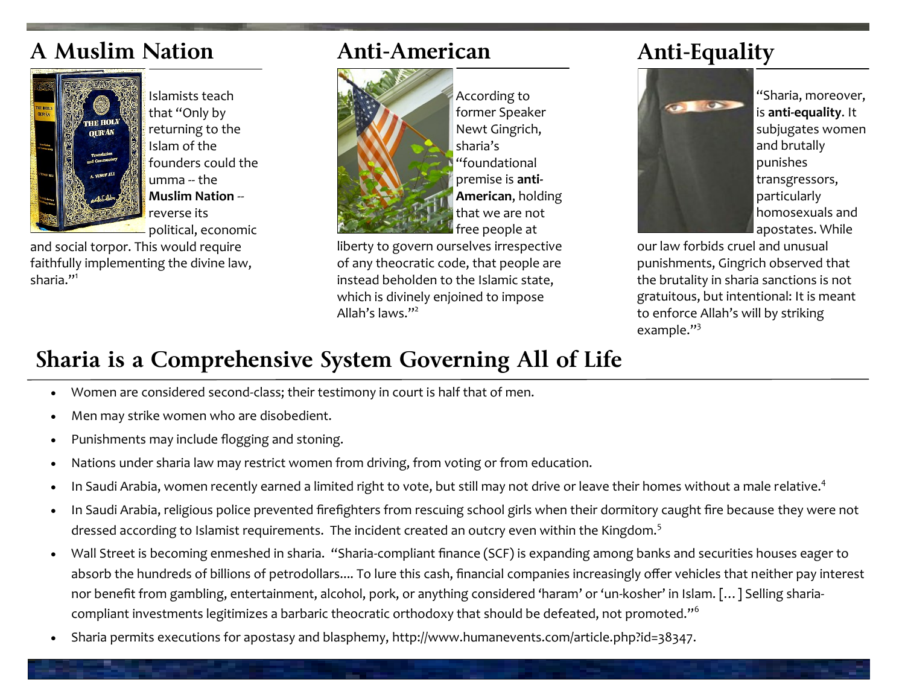## A Muslim Nation

Islamists teach that "Only by returning to the Islam of the founders could the umma -- the **Muslim Nation** -- reverse its political, economic and social torpor. This would require faithfully implementing the divine law, sharia."[1]

## Anti-American

According to former Speaker Newt Gingrich, sharia's "foundational premise is **anti-American**, holding that we are not free people at liberty to govern ourselves irrespective of any theocratic code, that people are instead beholden to the Islamic state, which is divinely enjoined to impose Allah's laws."[2]

## Anti-Equality

"Sharia, moreover, is **anti-equality**. It subjugates women and brutally punishes transgressors, particularly homosexuals and apostates. While our law forbids cruel and unusual punishments, Gingrich observed that the brutality in sharia sanctions is not gratuitous, but intentional: It is meant to enforce Allah's will by striking example."[3]

## Sharia is a Comprehensive System Governing All of Life

- Women are considered second-class; their testimony in court is half that of men.
- Men may strike women who are disobedient.
- Punishments may include flogging and stoning.
- Nations under sharia law may restrict women from driving, from voting or from education.
- In Saudi Arabia, women recently earned a limited right to vote, but still may not drive or leave their homes without a male relative.[4]
- In Saudi Arabia, religious police prevented firefighters from rescuing school girls when their dormitory caught fire because they were not dressed according to Islamist requirements. The incident created an outcry even within the Kingdom.[5]
- Wall Street is becoming enmeshed in sharia. "Sharia-compliant finance (SCF) is expanding among banks and securities houses eager to absorb the hundreds of billions of petrodollars.... To lure this cash, financial companies increasingly offer vehicles that neither pay interest nor benefit from gambling, entertainment, alcohol, pork, or anything considered 'haram' or 'un-kosher' in Islam. [...] Selling sharia-compliant investments legitimizes a barbaric theocratic orthodoxy that should be defeated, not promoted."[6]
- Sharia permits executions for apostasy and blasphemy, http://www.humanevents.com/article.php?id=38347.